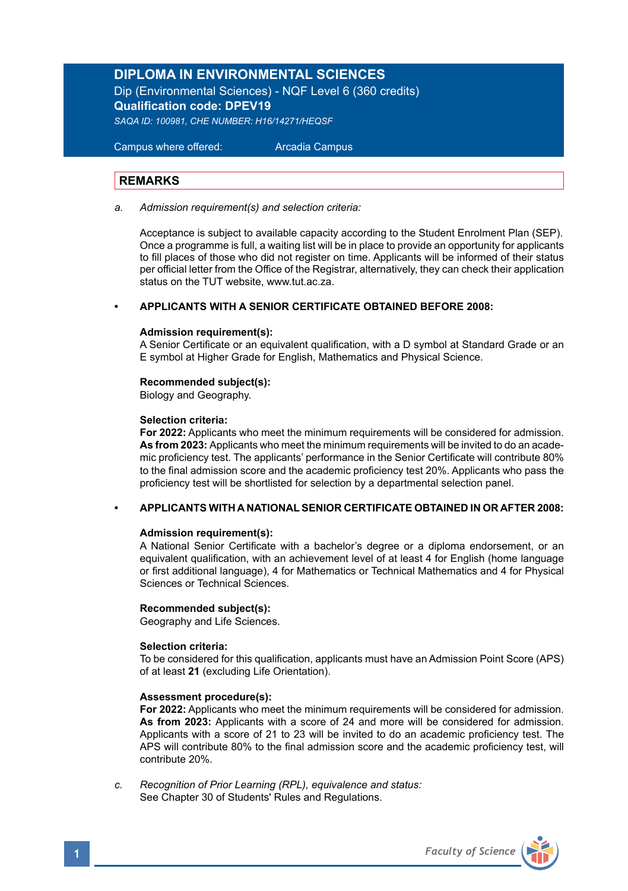# DIPLOMA IN ENVIRONMENTAL SCIENCES

Dip (Environmental Sciences) - NQF Level 6 (360 credits)

**Qualification code: DPEV19**

*SAQA ID: 100981, CHE NUMBER: H16/14271/HEQSF*

Campus where offered: Arcadia Campus

## REMARKS

a. *Admission requirement(s) and selection criteria:*

Acceptance is subject to available capacity according to the Student Enrolment Plan (SEP). Once a programme is full, a waiting list will be in place to provide an opportunity for applicants to fill places of those who did not register on time. Applicants will be informed of their status per official letter from the Office of the Registrar, alternatively, they can check their application status on the TUT website, www.tut.ac.za.

- **APPLICANTS WITH A SENIOR CERTIFICATE OBTAINED BEFORE 2008:**

**Admission requirement(s):**
A Senior Certificate or an equivalent qualification, with a D symbol at Standard Grade or an E symbol at Higher Grade for English, Mathematics and Physical Science.

**Recommended subject(s):**
Biology and Geography.

**Selection criteria:**
**For 2022:** Applicants who meet the minimum requirements will be considered for admission.
**As from 2023:** Applicants who meet the minimum requirements will be invited to do an academic proficiency test. The applicants' performance in the Senior Certificate will contribute 80% to the final admission score and the academic proficiency test 20%. Applicants who pass the proficiency test will be shortlisted for selection by a departmental selection panel.

- **APPLICANTS WITH A NATIONAL SENIOR CERTIFICATE OBTAINED IN OR AFTER 2008:**

**Admission requirement(s):**
A National Senior Certificate with a bachelor's degree or a diploma endorsement, or an equivalent qualification, with an achievement level of at least 4 for English (home language or first additional language), 4 for Mathematics or Technical Mathematics and 4 for Physical Sciences or Technical Sciences.

**Recommended subject(s):**
Geography and Life Sciences.

**Selection criteria:**
To be considered for this qualification, applicants must have an Admission Point Score (APS) of at least **21** (excluding Life Orientation).

**Assessment procedure(s):**
**For 2022:** Applicants who meet the minimum requirements will be considered for admission.
**As from 2023:** Applicants with a score of 24 and more will be considered for admission. Applicants with a score of 21 to 23 will be invited to do an academic proficiency test. The APS will contribute 80% to the final admission score and the academic proficiency test, will contribute 20%.

c. *Recognition of Prior Learning (RPL), equivalence and status:*
See Chapter 30 of Students' Rules and Regulations.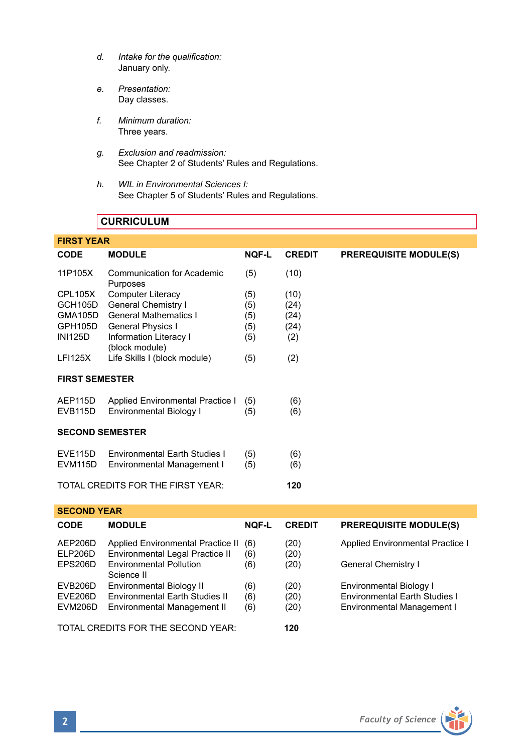*d.* *Intake for the qualification:*
January only.

*e.* *Presentation:*
Day classes.

*f.* *Minimum duration:*
Three years.

*g.* *Exclusion and readmission:*
See Chapter 2 of Students' Rules and Regulations.

*h.* *WIL in Environmental Sciences I:*
See Chapter 5 of Students' Rules and Regulations.

## CURRICULUM

### FIRST YEAR

| CODE | MODULE | NQF-L | CREDIT | PREREQUISITE MODULE(S) |
|---|---|---|---|---|
| 11P105X | Communication for Academic Purposes | (5) | (10) | |
| CPL105X | Computer Literacy | (5) | (10) | |
| GCH105D | General Chemistry I | (5) | (24) | |
| GMA105D | General Mathematics I | (5) | (24) | |
| GPH105D | General Physics I | (5) | (24) | |
| INI125D | Information Literacy I (block module) | (5) | (2) | |
| LFI125X | Life Skills I (block module) | (5) | (2) | |
| **FIRST SEMESTER** | | | | |
| AEP115D | Applied Environmental Practice I | (5) | (6) | |
| EVB115D | Environmental Biology I | (5) | (6) | |
| **SECOND SEMESTER** | | | | |
| EVE115D | Environmental Earth Studies I | (5) | (6) | |
| EVM115D | Environmental Management I | (5) | (6) | |
| TOTAL CREDITS FOR THE FIRST YEAR: | | | **120** | |

### SECOND YEAR

| CODE | MODULE | NQF-L | CREDIT | PREREQUISITE MODULE(S) |
|---|---|---|---|---|
| AEP206D | Applied Environmental Practice II | (6) | (20) | Applied Environmental Practice I |
| ELP206D | Environmental Legal Practice II | (6) | (20) | |
| EPS206D | Environmental Pollution Science II | (6) | (20) | General Chemistry I |
| EVB206D | Environmental Biology II | (6) | (20) | Environmental Biology I |
| EVE206D | Environmental Earth Studies II | (6) | (20) | Environmental Earth Studies I |
| EVM206D | Environmental Management II | (6) | (20) | Environmental Management I |
| TOTAL CREDITS FOR THE SECOND YEAR: | | | **120** | |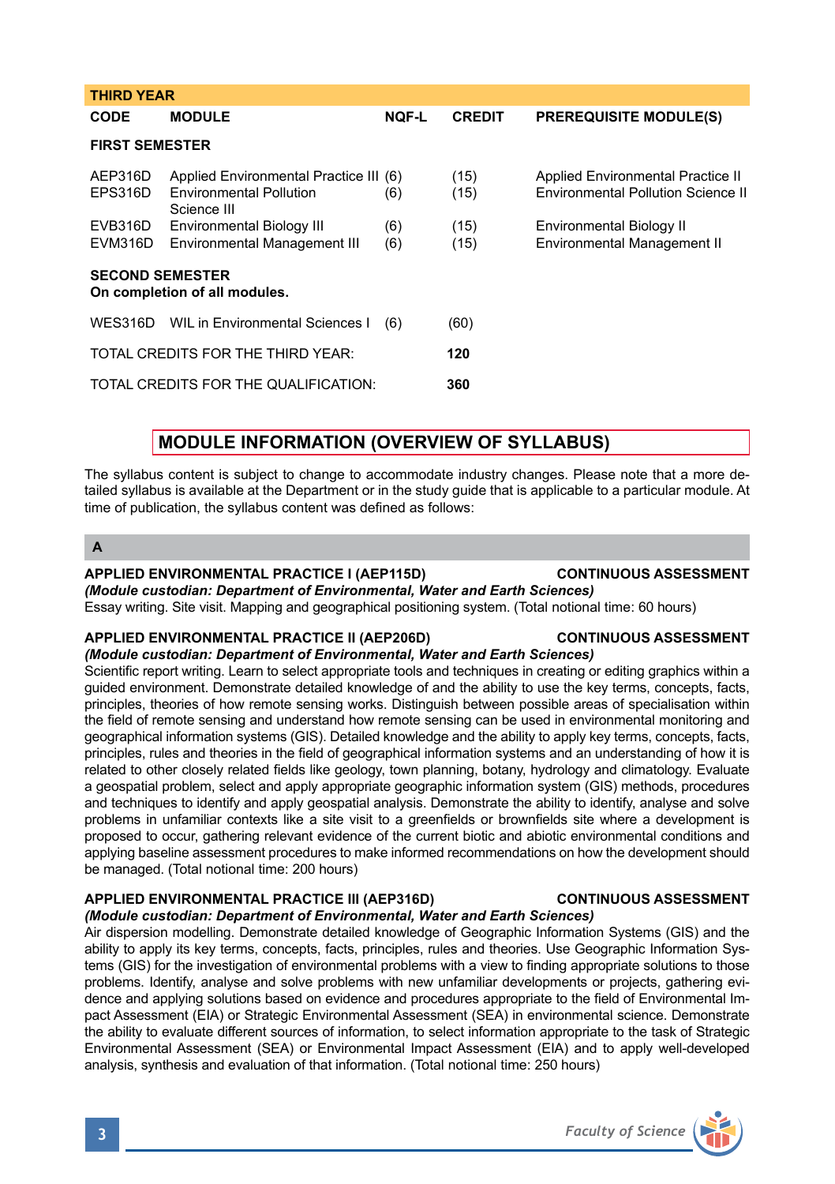| THIRD YEAR | | | | |
|---|---|---|---|---|
| **CODE** | **MODULE** | **NQF-L** | **CREDIT** | **PREREQUISITE MODULE(S)** |
| **FIRST SEMESTER** | | | | |
| AEP316D | Applied Environmental Practice III | (6) | (15) | Applied Environmental Practice II |
| EPS316D | Environmental Pollution Science III | (6) | (15) | Environmental Pollution Science II |
| EVB316D | Environmental Biology III | (6) | (15) | Environmental Biology II |
| EVM316D | Environmental Management III | (6) | (15) | Environmental Management II |
| **SECOND SEMESTER** **On completion of all modules.** | | | | |
| WES316D | WIL in Environmental Sciences I | (6) | (60) | |
| TOTAL CREDITS FOR THE THIRD YEAR: | | | **120** | |
| TOTAL CREDITS FOR THE QUALIFICATION: | | | **360** | |

## MODULE INFORMATION (OVERVIEW OF SYLLABUS)

The syllabus content is subject to change to accommodate industry changes. Please note that a more detailed syllabus is available at the Department or in the study guide that is applicable to a particular module. At time of publication, the syllabus content was defined as follows:

### A

**APPLIED ENVIRONMENTAL PRACTICE I (AEP115D) CONTINUOUS ASSESSMENT**
***(Module custodian: Department of Environmental, Water and Earth Sciences)***
Essay writing. Site visit. Mapping and geographical positioning system. (Total notional time: 60 hours)

**APPLIED ENVIRONMENTAL PRACTICE II (AEP206D) CONTINUOUS ASSESSMENT**
***(Module custodian: Department of Environmental, Water and Earth Sciences)***
Scientific report writing. Learn to select appropriate tools and techniques in creating or editing graphics within a guided environment. Demonstrate detailed knowledge of and the ability to use the key terms, concepts, facts, principles, theories of how remote sensing works. Distinguish between possible areas of specialisation within the field of remote sensing and understand how remote sensing can be used in environmental monitoring and geographical information systems (GIS). Detailed knowledge and the ability to apply key terms, concepts, facts, principles, rules and theories in the field of geographical information systems and an understanding of how it is related to other closely related fields like geology, town planning, botany, hydrology and climatology. Evaluate a geospatial problem, select and apply appropriate geographic information system (GIS) methods, procedures and techniques to identify and apply geospatial analysis. Demonstrate the ability to identify, analyse and solve problems in unfamiliar contexts like a site visit to a greenfields or brownfields site where a development is proposed to occur, gathering relevant evidence of the current biotic and abiotic environmental conditions and applying baseline assessment procedures to make informed recommendations on how the development should be managed. (Total notional time: 200 hours)

**APPLIED ENVIRONMENTAL PRACTICE III (AEP316D) CONTINUOUS ASSESSMENT**
***(Module custodian: Department of Environmental, Water and Earth Sciences)***
Air dispersion modelling. Demonstrate detailed knowledge of Geographic Information Systems (GIS) and the ability to apply its key terms, concepts, facts, principles, rules and theories. Use Geographic Information Systems (GIS) for the investigation of environmental problems with a view to finding appropriate solutions to those problems. Identify, analyse and solve problems with new unfamiliar developments or projects, gathering evidence and applying solutions based on evidence and procedures appropriate to the field of Environmental Impact Assessment (EIA) or Strategic Environmental Assessment (SEA) in environmental science. Demonstrate the ability to evaluate different sources of information, to select information appropriate to the task of Strategic Environmental Assessment (SEA) or Environmental Impact Assessment (EIA) and to apply well-developed analysis, synthesis and evaluation of that information. (Total notional time: 250 hours)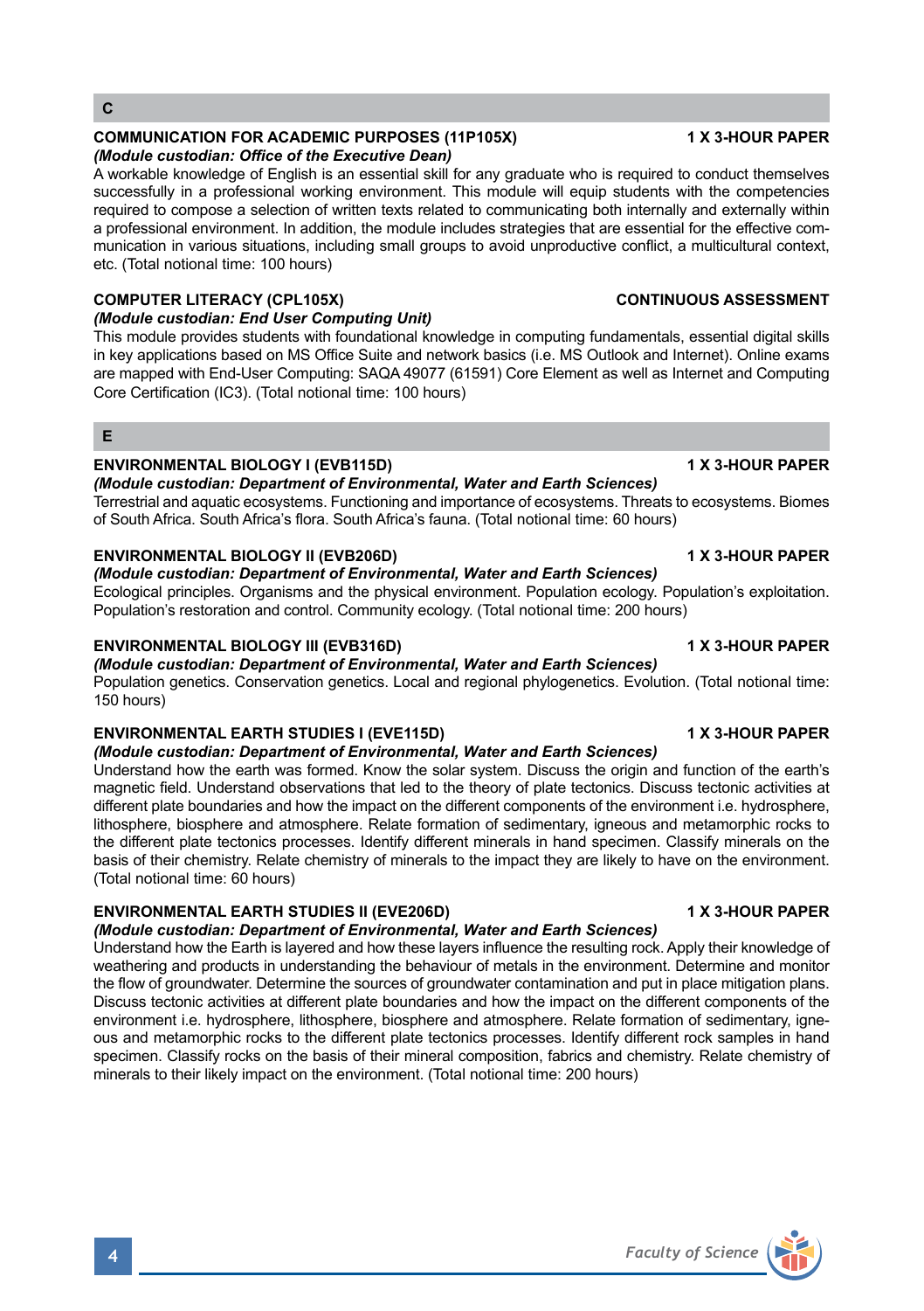## C

### COMMUNICATION FOR ACADEMIC PURPOSES (11P105X) — 1 X 3-HOUR PAPER

*(Module custodian: Office of the Executive Dean)*

A workable knowledge of English is an essential skill for any graduate who is required to conduct themselves successfully in a professional working environment. This module will equip students with the competencies required to compose a selection of written texts related to communicating both internally and externally within a professional environment. In addition, the module includes strategies that are essential for the effective communication in various situations, including small groups to avoid unproductive conflict, a multicultural context, etc. (Total notional time: 100 hours)

### COMPUTER LITERACY (CPL105X) — CONTINUOUS ASSESSMENT

*(Module custodian: End User Computing Unit)*

This module provides students with foundational knowledge in computing fundamentals, essential digital skills in key applications based on MS Office Suite and network basics (i.e. MS Outlook and Internet). Online exams are mapped with End-User Computing: SAQA 49077 (61591) Core Element as well as Internet and Computing Core Certification (IC3). (Total notional time: 100 hours)

## E

### ENVIRONMENTAL BIOLOGY I (EVB115D) — 1 X 3-HOUR PAPER

*(Module custodian: Department of Environmental, Water and Earth Sciences)*

Terrestrial and aquatic ecosystems. Functioning and importance of ecosystems. Threats to ecosystems. Biomes of South Africa. South Africa's flora. South Africa's fauna. (Total notional time: 60 hours)

### ENVIRONMENTAL BIOLOGY II (EVB206D) — 1 X 3-HOUR PAPER

*(Module custodian: Department of Environmental, Water and Earth Sciences)*

Ecological principles. Organisms and the physical environment. Population ecology. Population's exploitation. Population's restoration and control. Community ecology. (Total notional time: 200 hours)

### ENVIRONMENTAL BIOLOGY III (EVB316D) — 1 X 3-HOUR PAPER

*(Module custodian: Department of Environmental, Water and Earth Sciences)*

Population genetics. Conservation genetics. Local and regional phylogenetics. Evolution. (Total notional time: 150 hours)

### ENVIRONMENTAL EARTH STUDIES I (EVE115D) — 1 X 3-HOUR PAPER

*(Module custodian: Department of Environmental, Water and Earth Sciences)*

Understand how the earth was formed. Know the solar system. Discuss the origin and function of the earth's magnetic field. Understand observations that led to the theory of plate tectonics. Discuss tectonic activities at different plate boundaries and how the impact on the different components of the environment i.e. hydrosphere, lithosphere, biosphere and atmosphere. Relate formation of sedimentary, igneous and metamorphic rocks to the different plate tectonics processes. Identify different minerals in hand specimen. Classify minerals on the basis of their chemistry. Relate chemistry of minerals to the impact they are likely to have on the environment. (Total notional time: 60 hours)

### ENVIRONMENTAL EARTH STUDIES II (EVE206D) — 1 X 3-HOUR PAPER

*(Module custodian: Department of Environmental, Water and Earth Sciences)*

Understand how the Earth is layered and how these layers influence the resulting rock. Apply their knowledge of weathering and products in understanding the behaviour of metals in the environment. Determine and monitor the flow of groundwater. Determine the sources of groundwater contamination and put in place mitigation plans. Discuss tectonic activities at different plate boundaries and how the impact on the different components of the environment i.e. hydrosphere, lithosphere, biosphere and atmosphere. Relate formation of sedimentary, igneous and metamorphic rocks to the different plate tectonics processes. Identify different rock samples in hand specimen. Classify rocks on the basis of their mineral composition, fabrics and chemistry. Relate chemistry of minerals to their likely impact on the environment. (Total notional time: 200 hours)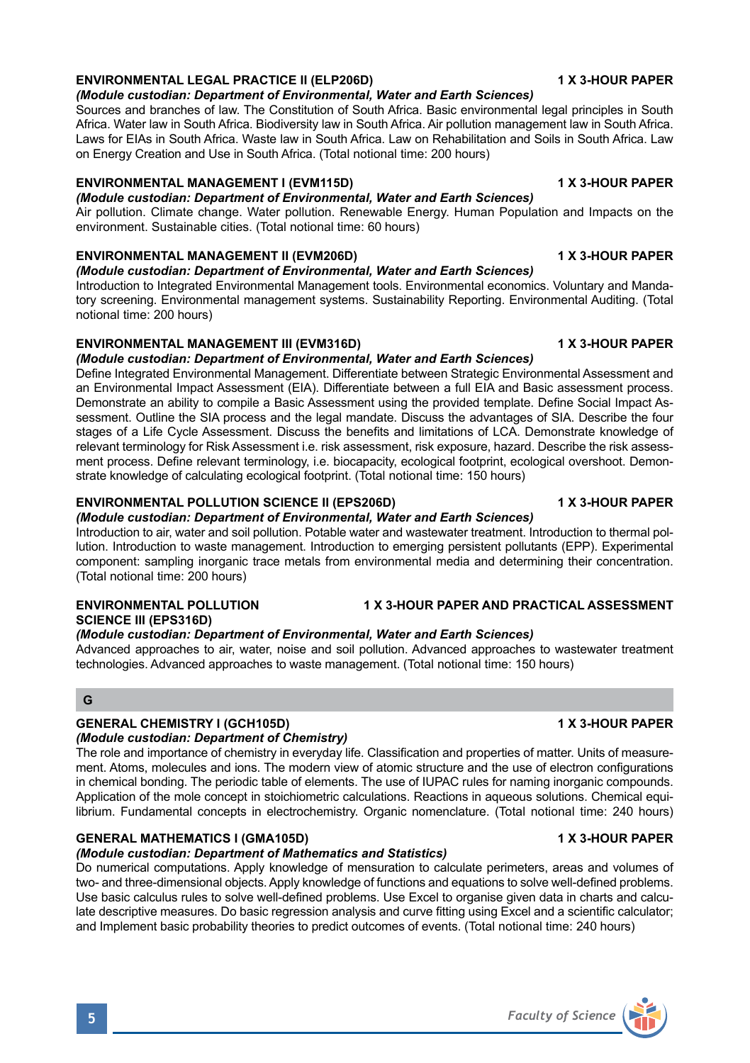### ENVIRONMENTAL LEGAL PRACTICE II (ELP206D) — 1 X 3-HOUR PAPER

*(Module custodian: Department of Environmental, Water and Earth Sciences)*

Sources and branches of law. The Constitution of South Africa. Basic environmental legal principles in South Africa. Water law in South Africa. Biodiversity law in South Africa. Air pollution management law in South Africa. Laws for EIAs in South Africa. Waste law in South Africa. Law on Rehabilitation and Soils in South Africa. Law on Energy Creation and Use in South Africa. (Total notional time: 200 hours)

### ENVIRONMENTAL MANAGEMENT I (EVM115D) — 1 X 3-HOUR PAPER

*(Module custodian: Department of Environmental, Water and Earth Sciences)*

Air pollution. Climate change. Water pollution. Renewable Energy. Human Population and Impacts on the environment. Sustainable cities. (Total notional time: 60 hours)

### ENVIRONMENTAL MANAGEMENT II (EVM206D) — 1 X 3-HOUR PAPER

*(Module custodian: Department of Environmental, Water and Earth Sciences)*

Introduction to Integrated Environmental Management tools. Environmental economics. Voluntary and Mandatory screening. Environmental management systems. Sustainability Reporting. Environmental Auditing. (Total notional time: 200 hours)

### ENVIRONMENTAL MANAGEMENT III (EVM316D) — 1 X 3-HOUR PAPER

*(Module custodian: Department of Environmental, Water and Earth Sciences)*

Define Integrated Environmental Management. Differentiate between Strategic Environmental Assessment and an Environmental Impact Assessment (EIA). Differentiate between a full EIA and Basic assessment process. Demonstrate an ability to compile a Basic Assessment using the provided template. Define Social Impact Assessment. Outline the SIA process and the legal mandate. Discuss the advantages of SIA. Describe the four stages of a Life Cycle Assessment. Discuss the benefits and limitations of LCA. Demonstrate knowledge of relevant terminology for Risk Assessment i.e. risk assessment, risk exposure, hazard. Describe the risk assessment process. Define relevant terminology, i.e. biocapacity, ecological footprint, ecological overshoot. Demonstrate knowledge of calculating ecological footprint. (Total notional time: 150 hours)

### ENVIRONMENTAL POLLUTION SCIENCE II (EPS206D) — 1 X 3-HOUR PAPER

*(Module custodian: Department of Environmental, Water and Earth Sciences)*

Introduction to air, water and soil pollution. Potable water and wastewater treatment. Introduction to thermal pollution. Introduction to waste management. Introduction to emerging persistent pollutants (EPP). Experimental component: sampling inorganic trace metals from environmental media and determining their concentration. (Total notional time: 200 hours)

### ENVIRONMENTAL POLLUTION SCIENCE III (EPS316D) — 1 X 3-HOUR PAPER AND PRACTICAL ASSESSMENT

*(Module custodian: Department of Environmental, Water and Earth Sciences)*

Advanced approaches to air, water, noise and soil pollution. Advanced approaches to wastewater treatment technologies. Advanced approaches to waste management. (Total notional time: 150 hours)

## G

### GENERAL CHEMISTRY I (GCH105D) — 1 X 3-HOUR PAPER

*(Module custodian: Department of Chemistry)*

The role and importance of chemistry in everyday life. Classification and properties of matter. Units of measurement. Atoms, molecules and ions. The modern view of atomic structure and the use of electron configurations in chemical bonding. The periodic table of elements. The use of IUPAC rules for naming inorganic compounds. Application of the mole concept in stoichiometric calculations. Reactions in aqueous solutions. Chemical equilibrium. Fundamental concepts in electrochemistry. Organic nomenclature. (Total notional time: 240 hours)

### GENERAL MATHEMATICS I (GMA105D) — 1 X 3-HOUR PAPER

*(Module custodian: Department of Mathematics and Statistics)*

Do numerical computations. Apply knowledge of mensuration to calculate perimeters, areas and volumes of two- and three-dimensional objects. Apply knowledge of functions and equations to solve well-defined problems. Use basic calculus rules to solve well-defined problems. Use Excel to organise given data in charts and calculate descriptive measures. Do basic regression analysis and curve fitting using Excel and a scientific calculator; and Implement basic probability theories to predict outcomes of events. (Total notional time: 240 hours)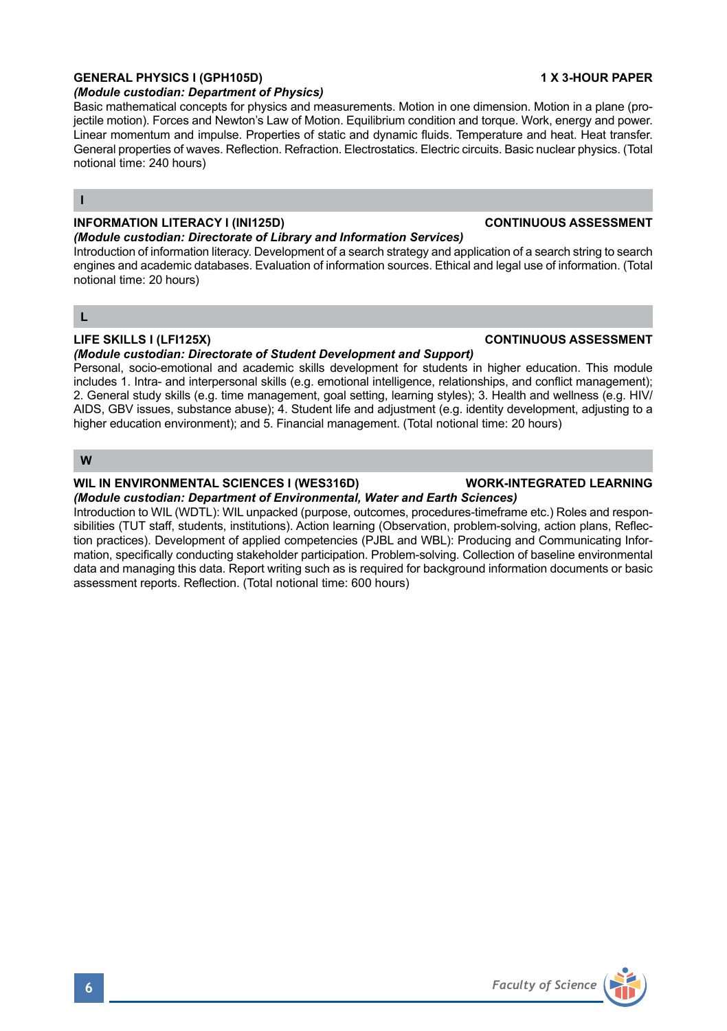**GENERAL PHYSICS I (GPH105D)** **1 X 3-HOUR PAPER**

***(Module custodian: Department of Physics)***

Basic mathematical concepts for physics and measurements. Motion in one dimension. Motion in a plane (projectile motion). Forces and Newton's Law of Motion. Equilibrium condition and torque. Work, energy and power. Linear momentum and impulse. Properties of static and dynamic fluids. Temperature and heat. Heat transfer. General properties of waves. Reflection. Refraction. Electrostatics. Electric circuits. Basic nuclear physics. (Total notional time: 240 hours)

## I

**INFORMATION LITERACY I (INI125D)** **CONTINUOUS ASSESSMENT**

***(Module custodian: Directorate of Library and Information Services)***

Introduction of information literacy. Development of a search strategy and application of a search string to search engines and academic databases. Evaluation of information sources. Ethical and legal use of information. (Total notional time: 20 hours)

## L

**LIFE SKILLS I (LFI125X)** **CONTINUOUS ASSESSMENT**

***(Module custodian: Directorate of Student Development and Support)***

Personal, socio-emotional and academic skills development for students in higher education. This module includes 1. Intra- and interpersonal skills (e.g. emotional intelligence, relationships, and conflict management); 2. General study skills (e.g. time management, goal setting, learning styles); 3. Health and wellness (e.g. HIV/AIDS, GBV issues, substance abuse); 4. Student life and adjustment (e.g. identity development, adjusting to a higher education environment); and 5. Financial management. (Total notional time: 20 hours)

## W

**WIL IN ENVIRONMENTAL SCIENCES I (WES316D)** **WORK-INTEGRATED LEARNING**

***(Module custodian: Department of Environmental, Water and Earth Sciences)***

Introduction to WIL (WDTL): WIL unpacked (purpose, outcomes, procedures-timeframe etc.) Roles and responsibilities (TUT staff, students, institutions). Action learning (Observation, problem-solving, action plans, Reflection practices). Development of applied competencies (PJBL and WBL): Producing and Communicating Information, specifically conducting stakeholder participation. Problem-solving. Collection of baseline environmental data and managing this data. Report writing such as is required for background information documents or basic assessment reports. Reflection. (Total notional time: 600 hours)